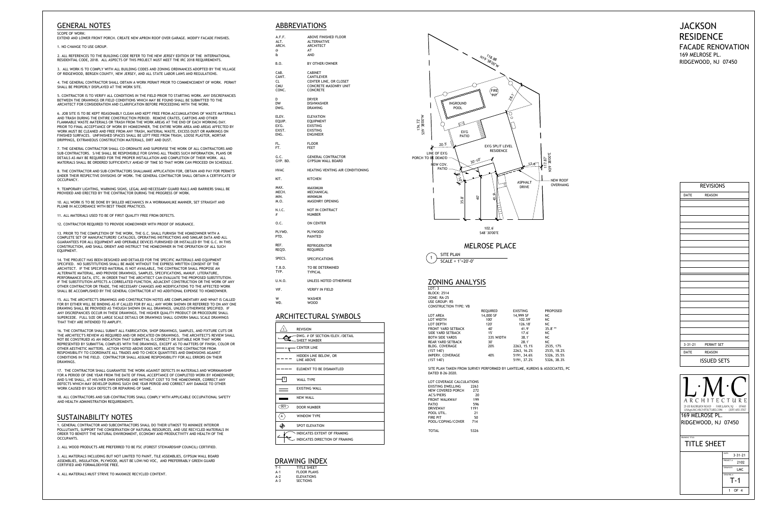# JACKSON RESIDENCE
## FACADE RENOVATION
169 MELROSE PL.
RIDGEWOOD, NJ 07450

## GENERAL NOTES

SCOPE OF WORK:
EXTEND AND LOWER FRONT PORCH. CREATE NEW APRON ROOF OVER GARAGE. MODIFY FACADE FINISHES.

1. NO CHANGE TO USE GROUP.

2. ALL REFERENCES TO THE BUILDING CODE REFER TO THE NEW JERSEY EDITION OF THE INTERNATIONAL RESIDENTIAL CODE, 2018. ALL ASPECTS OF THIS PROJECT MUST MEET THE IRC 2018 REQUIREMENTS.

3. ALL WORK IS TO COMPLY WITH ALL BUILDING CODES AND ZONING ORDINANCES ADOPTED BY THE VILLAGE OF RIDGEWOOD, BERGEN COUNTY, NEW JERSEY, AND ALL STATE LABOR LAWS AND REGULATIONS.

4. THE GENERAL CONTRACTOR SHALL OBTAIN A WORK PERMIT PRIOR TO COMMENCEMENT OF WORK. PERMIT SHALL BE PROPERLY DISPLAYED AT THE WORK SITE.

5. CONTRACTOR IS TO VERIFY ALL CONDITIONS IN THE FIELD PRIOR TO STARTING WORK. ANY DISCREPANCIES BETWEEN THE DRAWINGS OR FIELD CONDITIONS WHICH MAY BE FOUND SHALL BE SUBMITTED TO THE ARCHITECT FOR CONSIDERATION AND CLARIFICATION BEFORE PROCEEDING WITH THE WORK.

6. JOB SITE IS TO BE KEPT REASONABLY CLEAN AND KEPT FREE FROM ACCUMULATIONS OF WASTE MATERIALS AND TRASH DURING THE ENTIRE CONSTRUCTION PERIOD. REMOVE CRATES, CARTONS AND OTHER FLAMMABLE WASTE MATERIALS OR TRASH FROM THE WORK AREAS AT THE END OF EACH WORKING DAY. PRIOR TO FINAL ACCEPTANCE OF WORK BY HOMEOWNER, THE ENTIRE WORK AREA AND AREAS AFFECTED BY WORK MUST BE CLEANED AND FREE FROM ANY TRASH, MATERIAL WASTE, EXCESS DUST OR MARKINGS ON FINISHED SURFACES. UNFINISHED SPACES SHALL BE LEFT FREE FROM TRASH, LOOSE PLASTER, MORTAR DRIPPINGS, EXTRANEOUS CONSTRUCTION MATERIALS, DIRT AND DUST.

7. THE GENERAL CONTRACTOR SHALL CO-ORDINATE AND SUPERVISE THE WORK OF ALL CONTRACTORS AND SUB-CONTRACTORS. S/HE SHALL BE RESPONSIBLE FOR GIVING ALL TRADES SUCH INFORMATION, PLANS OR DETAILS AS MAY BE REQUIRED FOR THE PROPER INSTALLATION AND COMPLETION OF THEIR WORK. ALL MATERIALS SHALL BE ORDERED SUFFICIENTLY AHEAD OF TIME SO THAT WORK CAN PROCEED ON SCHEDULE.

8. THE CONTRACTOR AND SUB-CONTRACTORS SHALLMAKE APPLICATION FOR, OBTAIN AND PAY FOR PERMITS UNDER THEIR RESPECTIVE DIVISIONS OF WORK. THE GENERAL CONTRACTOR SHALL OBTAIN A CERTIFICATE OF OCCUPANCY.

9. TEMPORARY LIGHTING, WARNING SIGNS, LEGAL AND NECESSARY GUARD RAILS AND BARRIERS SHALL BE PROVIDED AND ERECTED BY THE CONTRACTOR DURING THE PROGRESS OF WORK.

10. ALL WORK IS TO BE DONE BY SKILLED MECHANICS IN A WORKMANLIKE MANNER, SET STRAIGHT AND PLUMB IN ACCORDANCE WITH BEST TRADE PRACTICES.

11. ALL MATERIALS USED TO BE OF FIRST QUALITY FREE FROM DEFECTS.

12. CONTRACTOR REQUIRED TO PROVIDE HOMEOWNER WITH PROOF OF INSURANCE.

13. PRIOR TO THE COMPLETION OF THE WORK, THE G.C. SHALL FURNISH THE HOMEOWNER WITH A COMPLETE SET OF MANUFACTURERS' CATALOGS, OPERATING INSTRUCTIONS AND SIMILAR DATA AND ALL GUARANTEES FOR ALL EQUIPMENT AND OPERABLE DEVICES FURNISHED OR INSTALLED BY THE G.C. IN THIS CONSTRUCTION, AND SHALL ORIENT AND INSTRUCT THE HOMEOWNER IN THE OPERATION OF ALL SUCH EQUIPMENT.

14. THE PROJECT HAS BEEN DESIGNED AND DETAILED FOR THE SPECIFIC MATERIALS AND EQUIPMENT SPECIFIED. NO SUBSTITUTIONS SHALL BE MADE WITHOUT THE EXPRESS WRITTEN CONSENT OF THE ARCHITECT. IF THE SPECIFIED MATERIAL IS NOT AVAILABLE, THE CONTRACTOR SHALL PROPOSE AN ALTERNATE MATERIAL, AND PROVIDE DRAWINGS, SAMPLES, SPECIFICATIONS, MANUF. LITERATURE, PERFORMANCE DATA, ETC. IN ORDER THAT THE ARCHTIECT CAN EVALUATE THE PROPOSED SUBSTITUTION. IF THE SUBSTITUTION AFFECTS A CORRELATED FUNCTION, ADJACENT CONSTRUCTION OR THE WORK OF ANY OTHER CONTRACTOR OR TRADE, THE NECESSARY CHANGES AND MODIFICATIONS TO THE AFFECTED WORK SHALL BE ACCOMPLISHED BY THE GENERAL CONTRACTOR AT NO ADDITIONAL EXPENSE TO HOMEOWNER.

15. ALL THE ARCHITECT'S DRAWINGS AND CONSTRUCTION NOTES ARE COMPLIMENTARY AND WHAT IS CALLED FOR BY EITHER WILL BE BINDING AS IF CALLED FOR BY ALL; ANY WORK SHOWN OR REFERRED TO ON ANY ONE DRAWING SHALL BE PROVIDED AS THOUGH SHOWN ON ALL DRAWINGS, UNLESS OTHERWISE SPECIFIED. IF ANY DISCREPANCIES OCCUR IN THESE DRAWINGS, THE HIGHER QUALITY PRODUCT OR PROCEDURE SHALL SUPERCEDE. FULL SIZE OR LARGE SCALE DETAILS OR DRAWINGS SHALL GOVERN SMALL SCALE DRAWINGS THAT THEY ARE INTENDED TO AMPLIFY.

16. THE CONTRACTOR SHALL SUBMIT ALL FABRICATION, SHOP DRAWINGS, SAMPLES, AND FIXTURE CUTS OR THE ARCHITECT'S REVIEW AS REQUIRED AND/OR INDICATED ON DRAWINGS. THE ARCHITECT'S REVIEW SHALL NOT BE CONSTRUED AS AN INDICATION THAT SUBMITTAL IS CORRECT OR SUITABLE NOR THAT WORK REPRESENTED BY SUBMITTAL COMPLIES WITH THE DRAWINGS, EXCEPT AS TO MATTERS OF FINISH, COLOR OR OTHER ARCHITECTURE REVIEW. ACTION NOTED ABOVE DOES NOT RELIEVE THE CONTRACTOR FROM RESPONSIBILITY TO COORDINATE ALL TRADES AND TO CHECK QUANTITIES AND DIMENSIONS AGAINST CONDITIONS IN THE FIELD. CONTRACTOR SHALL ASSUME RESPONSIBILITY FOR ALL ERRORS ON THEIR DRAWINGS.

17. THE CONTRACTOR SHALL GUARANTEE THE WORK AGAINST DEFECTS IN MATERIALS AND WORKMANSHIP FOR A PERIOD OF ONE YEAR FROM THE DATE OF FINAL ACCEPTANCE OF COMPLETED WORK BY HOMEOWNER; AND S/HE SHALL, AT HIS/HER OWN EXPENSE AND WITHOUT COST TO THE HOMEOWNER, CORRECT ANY DEFECTS WHICH MAY DEVELOP DURING SUCH ONE YEAR PERIOD AND CORRECT ANY DAMAGE TO OTHER WORK CAUSED BY SUCH DEFECTS OR REPAIRING OF SAME.

18. ALL CONTRACTORS AND SUB-CONTRACTORS SHALL COMPLY WITH APPLICABLE OCCUPATIONAL SAFETY AND HEALTH ADMINISTRATION REQUIREMENTS.

## SUSTAINABILITY NOTES

1. GENERAL CONTRACTOR AND SUBCONTRACTORS SHALL DO THEIR UTMOST TO MINIMIZE INTERIOR POLLUTANTS, SUPPORT THE CONSERVATION OF NATURAL RESOURCES, AND USE RECYCLED MATERIALS IN ORDER TO BENEFIT THE NATURAL ENVIRONMENT, ECONOMY AND PRODUCTIVITY AND HEALTH OF THE OCCUPANTS.

2. ALL WOOD PRODUCTS ARE PREFERRED TO BE FSC (FOREST STEWARDSHIP COUNCIL) CERTIFIED.

3. ALL MATERIALS INCLUDING BUT NOT LIMITED TO PAINT, TILE ASSEMBLIES, GYPSUM WALL BOARD ASSEMBLIES, INSULATION, PLYWOOD, MUST BE LOW/NO VOC, AND PREFERRABLY GREEN GUARD CERTIFIED AND FORMALDEHYDE FREE.

4. ALL MATERIALS MUST STRIVE TO MAXIMIZE RECYCLED CONTENT.

## ABBREVIATIONS

| | |
|---|---|
| A.F.F. | ABOVE FINISHED FLOOR |
| ALT. | ALTERNATIVE |
| ARCH. | ARCHITECT |
| @ | AT |
| & | AND |
| B.O. | BY OTHER/OWNER |
| CAB. | CABINET |
| CANT. | CANTILEVER |
| CL | CENTER LINE, OR CLOSET |
| CMU | CONCRETE MASONRY UNIT |
| CONC. | CONCRETE |
| D | DRYER |
| DW | DISHWASHER |
| DWG. | DRAWING |
| ELEV. | ELEVATION |
| EQUIP. | EQUIPMENT |
| EX'G. | EXISTING |
| EXIST. | EXISTING |
| ENG. | ENGINEER |
| FL. | FLOOR |
| FT. | FEET |
| G.C. | GENERAL CONTRACTOR |
| GYP. BD. | GYPSUM WALL BOARD |
| HVAC | HEATING VENTING AIR CONDITIONING |
| KIT. | KITCHEN |
| MAX. | MAXIMUM |
| MECH. | MECHANICAL |
| MIN. | MINIMUM |
| M.O. | MASONRY OPENING |
| N.I.C. | NOT IN CONTRACT |
| # | NUMBER |
| O.C. | ON CENTER |
| PLYWD. | PLYWOOD |
| PTD. | PAINTED |
| REF. | REFRIGERATOR |
| REQ'D. | REQUIRED |
| SPECS. | SPECIFICATIONS |
| T.B.D. | TO BE DETERMINED |
| TYP. | TYPICAL |
| U.N.O. | UNLESS NOTED OTHERWISE |
| VIF. | VERIFY IN FIELD |
| W | WASHER |
| WD. | WOOD |

## ARCHITECTURAL SYMBOLS

- REVISION
- DWG. # OF SECTION/ELEV./DETAIL, SHEET NUMBER
- CENTER LINE
- HIDDEN LINE BELOW, OR LINE ABOVE
- ELEMENT TO BE DISMANTLED
- WALL TYPE
- EXISTING WALL
- NEW WALL
- DOOR NUMBER
- WINDOW TYPE
- SPOT ELEVATION
- INDICATES EXTENT OF FRAMING / INDICATES DIRECTION OF FRAMING

## DRAWING INDEX

| | |
|---|---|
| T-1 | TITLE SHEET |
| A-1 | FLOOR PLANS |
| A-2 | ELEVATIONS |
| A-3 | SECTIONS |

118.88
N19°58'00"W
FIRE PIT
INGROUND POOL
28.1'
174.72
S39°38'00"W
EX'G PATIO
EX'G SPLIT LEVEL RESIDENCE
20.5'
LINE OF EX'G PORCH TO BE DEMO'D
NEW COV. PATIO
30'-10"
17.6'
117.87
N39°38'00"E
ASPHALT DRIVE
NEW ROOF OVERHANG
35.8'
40'
41.9'
102.6'
S48°30'00"E

MELROSE PLACE

1 SITE PLAN
SCALE = 1"=20'-0"

## ZONING ANALYSIS

LOT: 3
BLOCK: 2514
ZONE: RA-25
USE GROUP: R5
CONSTRUCTION TYPE: VB

| | REQUIRED | EXISTING | PROPOSED |
|---|---|---|---|
| LOT AREA | 14,000 SF | 14,999 SF | NC |
| LOT WIDTH | 100' | 102.59' | NC |
| LOT DEPTH | 120' | 126.18' | NC |
| FRONT YARD SETBACK | 40' | 41.9' | 35.8' ** |
| SIDE YARD SETBACK | 15' | 17.6' | NC |
| BOTH SIDE YARDS | 33% WIDTH | 38.1' | NC |
| REAR YARD SETBACK | 30' | 28.1' | NC |
| BLDG. COVERAGE | 20% | 2263, 15.1% | 2535, 17% |
| (1ST 140') | | 2263, 16.2% | 2535, 18.2% |
| IMPERV. COVERAGE | 40% | 5191, 34.6% | 5326, 35.5% |
| (1ST 140') | | 5191, 37.2% | 5326, 38.3% |

SITE PLAN TAKEN FROM SURVEY PERFORMED BY LANTELME, KURENS & ASSOCIATES, PC DATED 8-26-2020.

| LOT COVERAGE CALCULATIONS | |
|---|---|
| EXISTING DWELLING | 2263 |
| NEW COVERED PORCH | 272 |
| AC'S/PIERS | 20 |
| FRONT WALKWAY | 199 |
| PATIO | 596 |
| DRIVEWAY | 1191 |
| POOL UTIL. | 21 |
| FIRE PIT | 50 |
| POOL/COPING/COVER | 714 |
| TOTAL | 5326 |

## REVISIONS

| DATE | REASON |
|---|---|
| | |

## ISSUED SETS

| DATE | REASON |
|---|---|
| 3-31-21 | PERMIT SET |

L·M·C ARCHITECTURE
21-00 RADBURN ROAD FAIR LAWN, NJ 07410
LISA@LMCARCHITECTURE.COM (201) 683.3767

169 MELROSE PL.
RIDGEWOOD, NJ 07450

DRAWING TITLE:
TITLE SHEET

DATE: 3-31-21
PROJECT #: 2102
DRAWN BY: LMC
DRAWING #: T-1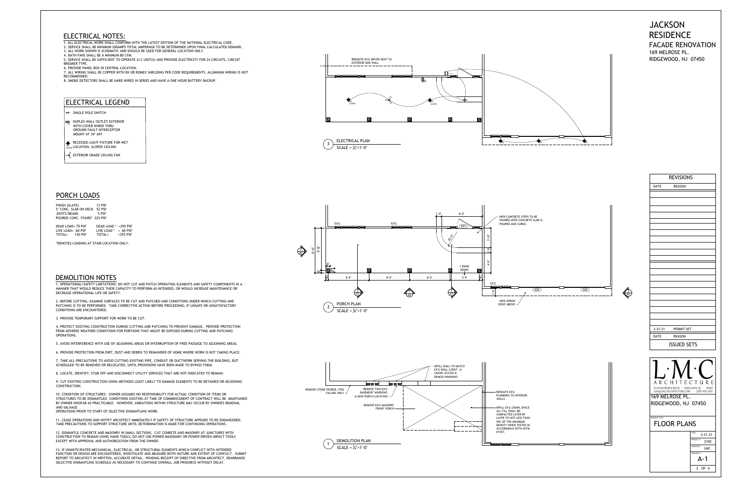## ELECTRICAL NOTES:

1. ALL ELECTRICAL WORK SHALL CONFORM WITH THE LATEST EDITION OF THE NATIONAL ELECTRICAL CODE.
2. SERVICE SHALL BE MINIMUM 200AMPS TOTAL AMPERAGE TO BE DETERMINED UPON FINAL CALCULATED DEMAND.
3. ALL WORK SHOWN IS SCHEMATIC AND SHOULD BE USED FOR GENERAL LOCATION ONLY.
4. BATH FANS SHALL BE A MINIMUM 80 CFM.
5. SERVICE SHALL BE SUFFICIENT TO OPERATE A/C UNIT(S) AND PROVIDE ELECTRICITY FOR 24 CIRCUITS, CIRCUIT BREAKER TYPE.
6. PROVIDE PANEL BOX IN CENTRAL LOCATION.
7. ALL WIRING SHALL BE COPPER WITH BX OR ROMEX SHIELDING PER CODE REQUIREMENTS. ALUMINUM WIRING IS NOT RECOMMENDED.
8. SMOKE DETECTORS SHALL BE HARD WIRED IN SERIES AND HAVE A ONE HOUR BATTERY BACKUP.

## ELECTRICAL LEGEND

- SINGLE POLE SWITCH
- DUPLEX WALL OUTLET EXTERIOR WITH COVER WIRED THRU GROUND FAULT INTERCEPTOR MOUNT AT 34" AFF
- RECESSED LIGHT FIXTURE FOR WET LOCATION, SLOPED CEILING
- EXTERIOR GRADE CEILING FAN

## PORCH LOADS

| | |
|---|---|
| FINISH (SLATE) | 13 PSF |
| 5" CONC. SLAB ON DECK | 52 PSF |
| JOISTS/BEAMS | 5 PSF |
| POURED CONC. STAIRS* | 225 PSF |

| | |
|---|---|
| DEAD LOAD= 70 PSF | DEAD LOAD * =295 PSF |
| LIVE LOAD= 60 PSF | LIVE LOAD * = 60 PSF |
| TOTAL= 130 PSF | TOTAL= =355 PSF |

*DENOTES LOADING AT STAIR LOCATION ONLY.

## DEMOLITION NOTES

1. OPERATIONAL/SAFETY LIMITATIONS: DO NOT CUT AND PATCH OPERATING ELEMENTS AND SAFETY COMPONENTS IN A MANNER THAT WOULD REDUCE THEIR CAPACITY TO PERFORM AS INTENDED, OR WOULD INCREASE MAINTENANCE OR DECREASE OPERATIONAL LIFE OR SAFETY.

2. BEFORE CUTTING, EXAMINE SURFACES TO BE CUT AND PATCHED AND CONDITIONS UNDER WHICH CUTTING AND PATCHING IS TO BE PERFORMED. TAKE CORRECTIVE ACTION BEFORE PROCEEDING, IF UNSAFE OR UNSATISFACTORY CONDITIONS ARE ENCOUNTERED.

3. PROVIDE TEMPORARY SUPPORT FOR WORK TO BE CUT.

4. PROTECT EXISTING CONSTRUCTION DURING CUTTING AND PATCHING TO PREVENT DAMAGE. PROVIDE PROTECTION FROM ADVERSE WEATHER CONDITIONS FOR PORTIONS THAT MIGHT BE EXPOSED DURING CUTTING AND PATCHING OPERATIONS.

5. AVOID INTERFERENCE WITH USE OF ADJOINING AREAS OR INTERRUPTION OF FREE PASSAGE TO ADJOINING AREAS.

6. PROVIDE PROTECTION FROM DIRT, DUST AND DEBRIS TO REMAINDER OF HOME WHERE WORK IS NOT TAKING PLACE.

7. TAKE ALL PRECAUTIONS TO AVOID CUTTING EXISTING PIPE, CONDUIT OR DUCTWORK SERVING THE BUILDING, BUT SCHEDULED TO BE REMOVED OR RELOCATED, UNTIL PROVISIONS HAVE BEEN MADE TO BYPASS THEM.

8. LOCATE, IDENTIFY, STUB OFF AND DISCONNECT UTILITY SERVICES THAT ARE NOT INDICATED TO REMAIN.

9. CUT EXISTING CONSTRUCTION USING METHODS LEAST LIKELY TO DAMAGE ELEMENTS TO BE RETAINED OR ADJOINING CONSTRUCTION.

10. CONDITION OF STRUCTURES: OWNER ASSUMES NO RESPONSIBILITY FOR ACTUAL CONDITION OF ITEMS OR STRUCTURES TO BE DISMANTLED. CONDITIONS EXISTING AT TIME OF COMMENCEMENT OF CONTRACT WILL BE MAINTAINED BY OWNER INSOFAR AS PRACTICABLE. HOWEVER, VARIATIONS WITHIN STRUCTURE MAY OCCUR BY OWNER'S REMOVAL AND SALVAGE OPERATIONS PRIOR TO START OF SELECTIVE DISMANTLING WORK.

11. CEASE OPERATIONS AND NOTIFY ARCHITECT IMMEDIATELY IF SAFETY OF STRUCTURE APPEARS TO BE ENDANGERED. TAKE PRECAUTIONS TO SUPPORT STRUCTURE UNTIL DETERMINATION IS MADE FOR CONTINUING OPERATIONS.

12. DISMANTLE CONCRETE AND MASONRY IN SMALL SECTIONS. CUT CONRETE AND MASONRY AT JUNCTURES WITH CONSTRUCTION TO REMAIN USING HAND TOOLS; DO NOT USE POWER MASONARY OR POWER DRIVEN IMPACT TOOLS EXCEPT WITH APPROVAL AND AUTHORIZATION FROM THE OWNER.

13. IF UNANTICIPATED MECHANICAL, ELECTRICAL, OR STRUCTURAL ELEMENTS WHICH CONFLICT WITH INTENDED FUNCTION OR DESIGN ARE ENCOUNTERED, INVESTIGATE AND MEASURE BOTH NATURE AND EXTENT OF CONFLICT. SUBMIT REPORT TO ARCHITECT IN WRITTEN, ACCURATE DETAIL. PENDING RECEIPT OF DIRECTIVE FROM ARCHITECT, REARRANGE SELECTIVE DISMANTLING SCHEDULE AS NECESSARY TO CONTINUE OVERALL JOB PROGRESS WITHOUT DELAY.

### 3 ELECTRICAL PLAN
SCALE = 1/4"=1'-0"

REROUTE EX'G DRYER VENT TO EXTERIOR SIDE WALL

SLOPED

### 2 PORCH PLAN
SCALE = 1/4"=1'-0"

EX'G
EX'G
1'-0"
8'-0"
8'-10"
8'-5 1/2"
8'-0"
8'-0"
8'-0"
5'-9"
3'-10"
1'-0"
4'-0"
1 RISER DOWN
001
002
003

NEW CONCRETE STEPS TO BE POURED AFER CONCRETE SLAB IS POURED AND CURED.

NEW APRON ROOF ABOVE

### 1 DEMOLITION PLAN
SCALE = 1/4"=1'-0"

INFILL WALL TO MATCH EX'G WALL CONST. @ CRAWL ACCESS & DEMO'D WINDOWS

REMOVE STONE VENEER, THIS FACADE ONLY

REMOVE TWO EX'G BASEMENT WINDOWS @ NEW PORCH LOCATION

REMOVE EX'G MASONRY FRONT PORCH

REROUTE EX'G PLUMBING TO INTERIOR WALLS

INFILL EX'G CRAWL SPACE ALL FILL SHALL BE COMPACTED LAYER BY LAYER TO NOT LESS THAN 95% OF THE MAXIMUM DENSITY WHEN TESTED IN ACCORDANCE WITH ASTM D1557.

# JACKSON RESIDENCE
FACADE RENOVATION
169 MELROSE PL.
RIDGEWOOD, NJ 07450

| REVISIONS | |
|---|---|
| DATE | REASON |
| 3-31-21 | PERMIT SET |
| DATE | REASON |

ISSUED SETS

L·M·C ARCHITECTURE
25-00 RADBURN ROAD FAIR LAWN, NJ 07410
LISA@LMCARCHITECTURE.COM (201) 683.3767

169 MELROSE PL.
RIDGEWOOD, NJ 07450

DRAWING TITLE:
FLOOR PLANS

DATE: 3-31-21
PROJECT #: 2102
DRAWN BY: LMC
DRAWING #: A-1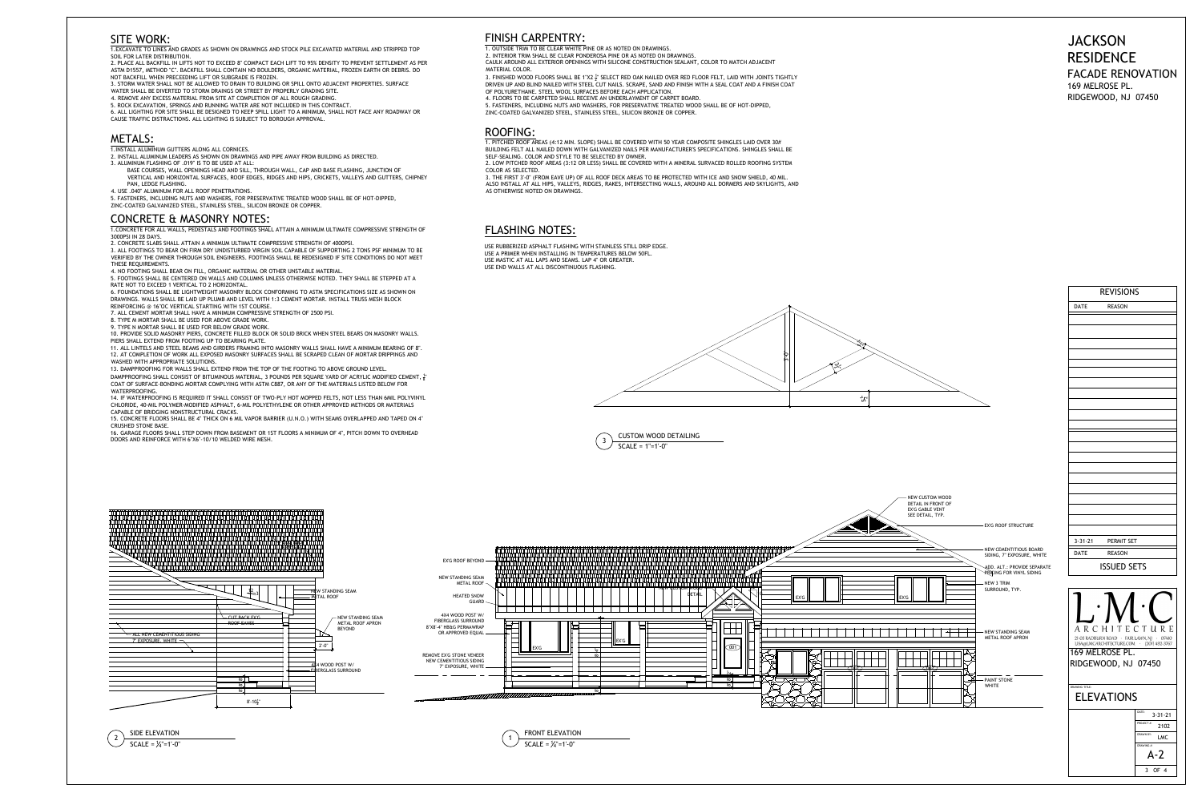# JACKSON RESIDENCE

FACADE RENOVATION
169 MELROSE PL.
RIDGEWOOD, NJ 07450

## SITE WORK:

1. EXCAVATE TO LINES AND GRADES AS SHOWN ON DRAWINGS AND STOCK PILE EXCAVATED MATERIAL AND STRIPPED TOP SOIL FOR LATER DISTRIBUTION.
2. PLACE ALL BACKFILL IN LIFTS NOT TO EXCEED 8" COMPACT EACH LIFT TO 95% DENSITY TO PREVENT SETTLEMENT AS PER ASTM D1557, METHOD "C". BACKFILL SHALL CONTAIN NO BOULDERS, ORGANIC MATERIAL, FROZEN EARTH OR DEBRIS. DO NOT BACKFILL WHEN PRECEEDING LIFT OR SUBGRADE IS FROZEN.
3. STORM WATER SHALL NOT BE ALLOWED TO DRAIN TO BUILDING OR SPILL ONTO ADJACENT PROPERTIES. SURFACE WATER SHALL BE DIVERTED TO STORM DRAINGS OR STREET BY PROPERLY GRADING SITE.
4. REMOVE ANY EXCESS MATERIAL FROM SITE AT COMPLETION OF ALL ROUGH GRADING.
5. ROCK EXCAVATION, SPRINGS AND RUNNING WATER ARE NOT INCLUDED IN THIS CONTRACT.
6. ALL LIGHTING FOR SITE SHALL BE DESIGNED TO KEEP SPILL LIGHT TO A MINIMUM, SHALL NOT FACE ANY ROADWAY OR CAUSE TRAFFIC DISTRACTIONS. ALL LIGHTING IS SUBJECT TO BOROUGH APPROVAL.

## METALS:

1. INSTALL ALUMINUM GUTTERS ALONG ALL CORNICES.
2. INSTALL ALUMINUM LEADERS AS SHOWN ON DRAWINGS AND PIPE AWAY FROM BUILDING AS DIRECTED.
3. ALUMINUM FLASHING OF .019" IS TO BE USED AT ALL:
   BASE COURSES, WALL OPENINGS HEAD AND SILL, THROUGH WALL, CAP AND BASE FLASHING, JUNCTION OF VERTICAL AND HORIZONTAL SURFACES, ROOF EDGES, RIDGES AND HIPS, CRICKETS, VALLEYS AND GUTTERS, CHIPNEY PAN, LEDGE FLASHING.
4. USE .040" ALLUMINUM FOR ALL ROOF PENETRATIONS.
5. FASTENERS, INCLUDING NUTS AND WASHERS, FOR PRESERVATIVE TREATED WOOD SHALL BE OF HOT-DIPPED, ZINC-COATED GALVANIZED STEEL, STAINLESS STEEL, SILICON BRONZE OR COPPER.

## CONCRETE & MASONRY NOTES:

1. CONCRETE FOR ALL WALLS, PEDESTALS AND FOOTINGS SHALL ATTAIN A MINIMUM ULTIMATE COMPRESSIVE STRENGTH OF 3000PSI IN 28 DAYS.
2. CONCRETE SLABS SHALL ATTAIN A MINIMUM ULTIMATE COMPRESSIVE STRENGTH OF 4000PSI.
3. ALL FOOTINGS TO BEAR ON FIRM DRY UNDISTURBED VIRGIN SOIL CAPABLE OF SUPPORTING 2 TONS PSF MINIMUM TO BE VERIFIED BY THE OWNER THROUGH SOIL ENGINEERS. FOOTINGS SHALL BE REDESIGNED IF SITE CONDITIONS DO NOT MEET THESE REQUIREMENTS.
4. NO FOOTING SHALL BEAR ON FILL, ORGANIC MATERIAL OR OTHER UNSTABLE MATERIAL.
5. FOOTINGS SHALL BE CENTERED ON WALLS AND COLUMNS UNLESS OTHERWISE NOTED. THEY SHALL BE STEPPED AT A RATE NOT TO EXCEED 1 VERTICAL TO 2 HORIZONTAL.
6. FOUNDATIONS SHALL BE LIGHTWEIGHT MASONRY BLOCK CONFORMING TO ASTM SPECIFICATIONS SIZE AS SHOWN ON DRAWINGS. WALLS SHALL BE LAID UP PLUMB AND LEVEL WITH 1:3 CEMENT MORTAR. INSTALL TRUSS MESH BLOCK REINFORCING @ 16"OC VERTICAL STARTING WITH 1ST COURSE.
7. ALL CEMENT MORTAR SHALL HAVE A MINIMUM COMPRESSIVE STRENGTH OF 2500 PSI.
8. TYPE M MORTAR SHALL BE USED FOR ABOVE GRADE WORK.
9. TYPE N MORTAR SHALL BE USED FOR BELOW GRADE WORK.
10. PROVIDE SOLID MASONRY PIERS, CONCRETE FILLED BLOCK OR SOLID BRICK WHEN STEEL BEARS ON MASONRY WALLS. PIERS SHALL EXTEND FROM FOOTING UP TO BEARING PLATE.
11. ALL LINTELS AND STEEL BEAMS AND GIRDERS FRAMING INTO MASONRY WALLS SHALL HAVE A MINIMUM BEARING OF 8".
12. AT COMPLETION OF WORK ALL EXPOSED MASONRY SURFACES SHALL BE SCRAPED CLEAN OF MORTAR DRIPPINGS AND WASHED WITH APPROPRIATE SOLUTIONS.
13. DAMPPROOFING FOR WALLS SHALL EXTEND FROM THE TOP OF THE FOOTING TO ABOVE GROUND LEVEL. DAMPPROOFING SHALL CONSIST OF BITUMINOUS MATERIAL, 3 POUNDS PER SQUARE YARD OF ACRYLIC MODIFIED CEMENT, 1/8" COAT OF SURFACE-BONDING MORTAR COMPLYING WITH ASTM C887, OR ANY OF THE MATERIALS LISTED BELOW FOR WATERPROOFING.
14. IF WATERPROOFING IS REQUIRED IT SHALL CONSIST OF TWO-PLY HOT MOPPED FELTS, NOT LESS THAN 6MIL POLYVINYL CHLORIDE, 40-MIL POLYMER-MODIFIED ASPHALT, 6-MIL POLYETHYLENE OR OTHER APPROVED METHODS OR MATERIALS CAPABLE OF BRIDGING NONSTRUCTURAL CRACKS.
15. CONCRETE FLOORS SHALL BE 4" THICK ON 6 MIL VAPOR BARRIER (U.N.O.) WITH SEAMS OVERLAPPED AND TAPED ON 4" CRUSHED STONE BASE.
16. GARAGE FLOORS SHALL STEP DOWN FROM BASEMENT OR 1ST FLOORS A MINIMUM OF 4", PITCH DOWN TO OVERHEAD DOORS AND REINFORCE WITH 6"X6"-10/10 WELDED WIRE MESH.

## FINISH CARPENTRY:

1. OUTSIDE TRIM TO BE CLEAR WHITE PINE OR AS NOTED ON DRAWINGS.
2. INTERIOR TRIM SHALL BE CLEAR PONDEROSA PINE OR AS NOTED ON DRAWINGS.
CAULK AROUND ALL EXTERIOR OPENINGS WITH SILICONE CONSTRUCTION SEALANT, COLOR TO MATCH ADJACENT MATERIAL COLOR.
3. FINISHED WOOD FLOORS SHALL BE 1"X2 1/4" SELECT RED OAK NAILED OVER RED FLOOR FELT, LAID WITH JOINTS TIGHTLY DRIVEN UP AND BLIND NAILED WITH STEEL CUT NAILS. SCRAPE, SAND AND FINISH WITH A SEAL COAT AND A FINISH COAT OF POLYURETHANE. STEEL WOOL SURFACES BEFORE EACH APPLICATION.
4. FLOORS TO BE CARPETED SHALL RECEIVE AN UNDERLAYMENT OF CARPET BOARD.
5. FASTENERS, INCLUDING NUTS AND WASHERS, FOR PRESERVATIVE TREATED WOOD SHALL BE OF HOT-DIPPED, ZINC-COATED GALVANIZED STEEL, STAINLESS STEEL, SILICON BRONZE OR COPPER.

## ROOFING:

1. PITCHED ROOF AREAS (4:12 MIN. SLOPE) SHALL BE COVERED WITH 50 YEAR COMPOSITE SHINGLES LAID OVER 30# BUILDING FELT ALL NAILED DOWN WITH GALVANIZED NAILS PER MANUFACTURER'S SPECIFICATIONS. SHINGLES SHALL BE SELF-SEALING. COLOR AND STYLE TO BE SELECTED BY OWNER.
2. LOW PITCHED ROOF AREAS (3:12 OR LESS) SHALL BE COVERED WITH A MINERAL SURVACED ROLLED ROOFING SYSTEM COLOR AS SELECTED.
3. THE FIRST 3'-0" (FROM EAVE UP) OF ALL ROOF DECK AREAS TO BE PROTECTED WITH ICE AND SNOW SHIELD, 40 MIL. ALSO INSTALL AT ALL HIPS, VALLEYS, RIDGES, RAKES, INTERSECTING WALLS, AROUND ALL DORMERS AND SKYLIGHTS, AND AS OTHERWISE NOTED ON DRAWINGS.

## FLASHING NOTES:

USE RUBBERIZED ASPHALT FLASHING WITH STAINLESS STILL DRIP EDGE.
USE A PRIMER WHEN INSTALLING IN TEMPERATURES BELOW 50FL.
USE MASTIC AT ALL LAPS AND SEAMS. LAP 4" OR GREATER.
USE END WALLS AT ALL DISCONTINUOUS FLASHING.

3'-0"
3 1/2"
1 1/2"

3 — CUSTOM WOOD DETAILING
SCALE = 1"=1'-0"

NEW STANDING SEAM METAL ROOF
CUT BACK EX'G ROOF EAVES
ALL NEW CEMENTITIOUS SIDING 7" EXPOSURE, WHITE
NEW STANDING SEAM METAL ROOF APRON BEYOND
2'-0"
4X4 WOOD POST W/ FIBERGLASS SURROUND
8'-10 1/2"

2 — SIDE ELEVATION
SCALE = 1/4"=1'-0"

NEW CUSTOM WOOD DETAIL IN FRONT OF EX'G GABLE VENT SEE DETAIL, TYP.
EX'G ROOF STRUCTURE
EX'G ROOF BEYOND
NEW STANDING SEAM METAL ROOF
HEATED SNOW GUARD
4X4 WOOD POST W/ FIBERGLASS SURROUND
8"X8'-4" HB&G PERMAWRAP OR APPROVED EQUAL
REMOVE EX'G STONE VENEER NEW CEMENTITIOUS SIDING 7" EXPOSURE, WHITE
NEW CEMENTITIOUS BOARD SIDING, 7" EXPOSURE, WHITE
ADD. ALT.: PROVIDE SEPARATE PRICING FOR VINYL SIDING
NEW 3 TRIM SURROUND, TYP.
NEW STANDING SEAM METAL ROOF APRON
PAINT STONE WHITE
EX'G
D01

1 — FRONT ELEVATION
SCALE = 1/4"=1'-0"

| REVISIONS | |
|---|---|
| DATE | REASON |
| 3-31-21 | PERMIT SET |
| DATE | REASON |

ISSUED SETS

L·M·C ARCHITECTURE
21-00 RADBURN ROAD · FAIR LAWN, NJ 07410
LISA@LMCARCHITECTURE.COM · (201) 693.3767

169 MELROSE PL.
RIDGEWOOD, NJ 07450

DRAWING TITLE: ELEVATIONS

| | |
|---|---|
| DATE | 3-31-21 |
| PROJECT # | 2102 |
| DRAWN BY | LMC |
| DRAWING # | A-2 |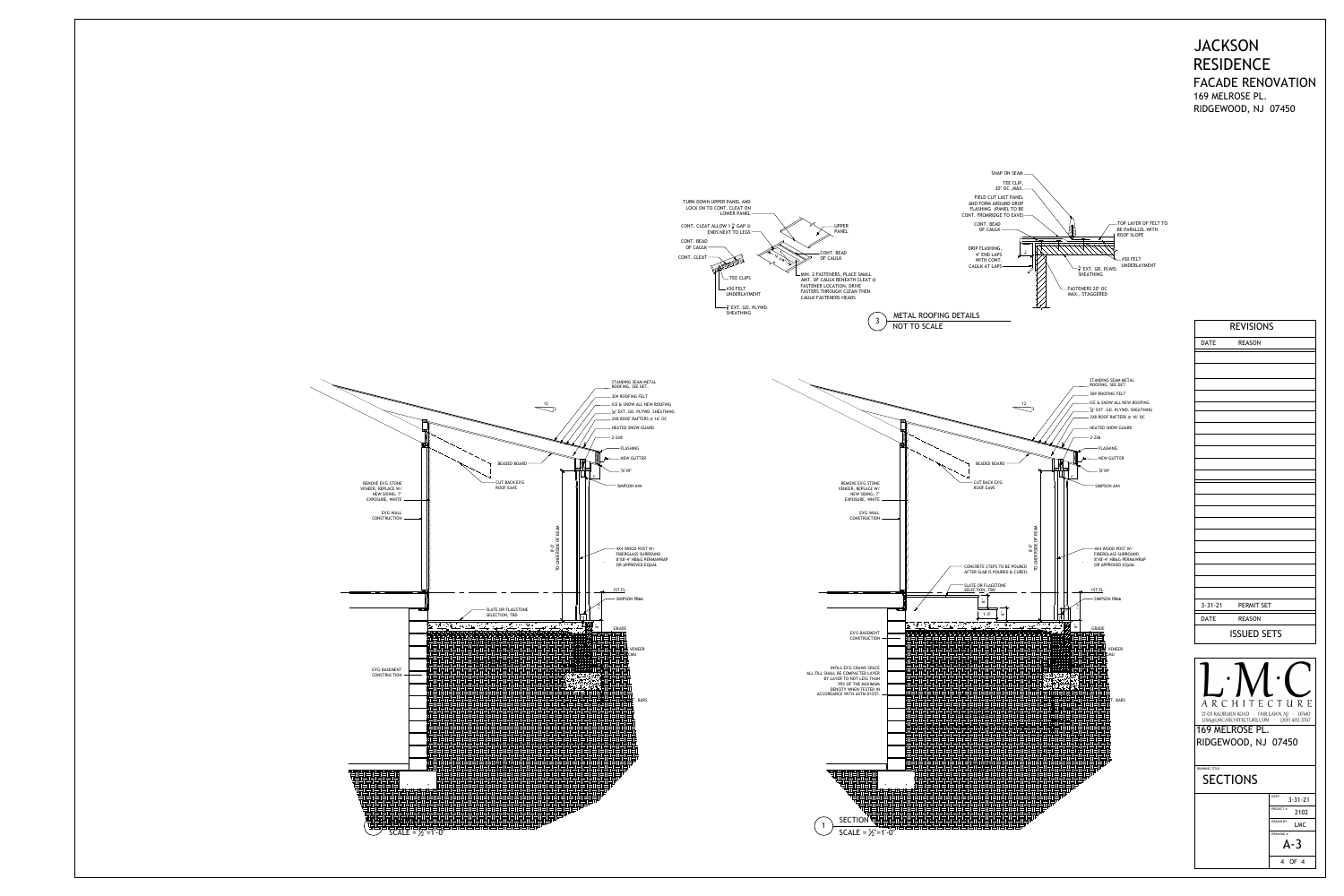# JACKSON RESIDENCE

FACADE RENOVATION
169 MELROSE PL.
RIDGEWOOD, NJ 07450

TURN DOWN UPPER PANEL AND LOCK ON TO CONT. CLEAT ON LOWER PANEL

CONT. CLEAT ALLOW 1/8" GAP @ ENDS NEXT TO LEGS

CONT. BEAD OF CAULK

CONT. CLEAT

TEE CLIPS

#30 FELT UNDERLAYMENT

5/8" EXT. GD. PLYWD. SHEATHING

UPPER PANEL

CONT. BEAD OF CAULK

MIN. 2 FASTENERS, PLACE SMALL AMT. OF CAULK BENEATH CLEAT @ FASTENER LOCATION, DRIVE FASTERS THROUGH CLEAN THEN CAULK FASTENERS HEADS

SNAP ON SEAM

TEE CLIP, 20" OC .MAX.

FIELD CUT LAST PANEL AND FORM AROUND DRIP FLASHING. (PANEL TO BE CONT. FROMRIDGE TO EAVE)

CONT. BEAD OF CAULK

DRIP FLASHING, 4" END LAPS WITH CONT. CAULK AT LAPS

TOP LAYER OF FELT TO BE PARALLEL WITH ROOF SLOPE

#30 FELT UNDERLAYMENT

5/8" EXT. GR. PLYWD. SHEATHING

FASTENERS 20" OC MAX., STAGGERED

3 METAL ROOFING DETAILS
NOT TO SCALE

STANDING SEAM METAL ROOFING, SEE DET.

30# ROOFING FELT

ICE & SNOW ALL NEW ROOFING

5/8" EXT. GD. PLYWD. SHEATHING

2X8 ROOF RAFTERS @ 16" OC

HEATED SNOW GUARD

2-2X8

FLASHING

NEW GUTTER

12
3

BEADED BOARD

CUT BACK EXG ROOF EAVE

REMOVE EXG STONE VENEER, REPLACE W/ NEW SIDING, 7" EXPOSURE, WHITE

EXG WALL CONSTRUCTION

SIMPSON A44

4X4 WOOD POST W/ FIBERGLASS SURROUND 8"X8'-4" HB&G PERMAWRAP OR APPROVED EQUAL

8'-0" TO UNDERSIDE OF BEAM

1ST FL

SIMPSON PB66

SLATE OR FLAGSTONE SELECTION, TBD

GRADE

VENEER

CMU

EXG BASEMENT CONSTRUCTION

BARS

2 SCALE = 1/2"=1'-0"

CONCRETE STEPS TO BE POURED AFTER SLAB IS POURED & CURED.

SLATE OR FLAGSTONE SELECTION, TBD

EXG BASEMENT CONSTRUCTION

INFILL EXG CRAWL SPACE ALL FILL SHALL BE COMPACTED LAYER BY LAYER TO NOT LESS THAN 95% OF THE MAXIMUM DENSITY WHEN TESTED IN ACCORDANCE WITH ASTM D1557

1 SECTION
SCALE = 1/2"=1'-0"

| REVISIONS | |
|---|---|
| DATE | REASON |
| 3-31-21 | PERMIT SET |
| DATE | REASON |
| ISSUED SETS | |

L·M·C ARCHITECTURE
21-00 RADBURN ROAD · FAIR LAWN, NJ 07410
LISA@LMCARCHITECTURE.COM · (201) 693.3767

169 MELROSE PL.
RIDGEWOOD, NJ 07450

DRAWING TITLE:
SECTIONS

DATE: 3-31-21
PROJECT #: 2102
DRAWN BY: LMC
DRAWING #: A-3